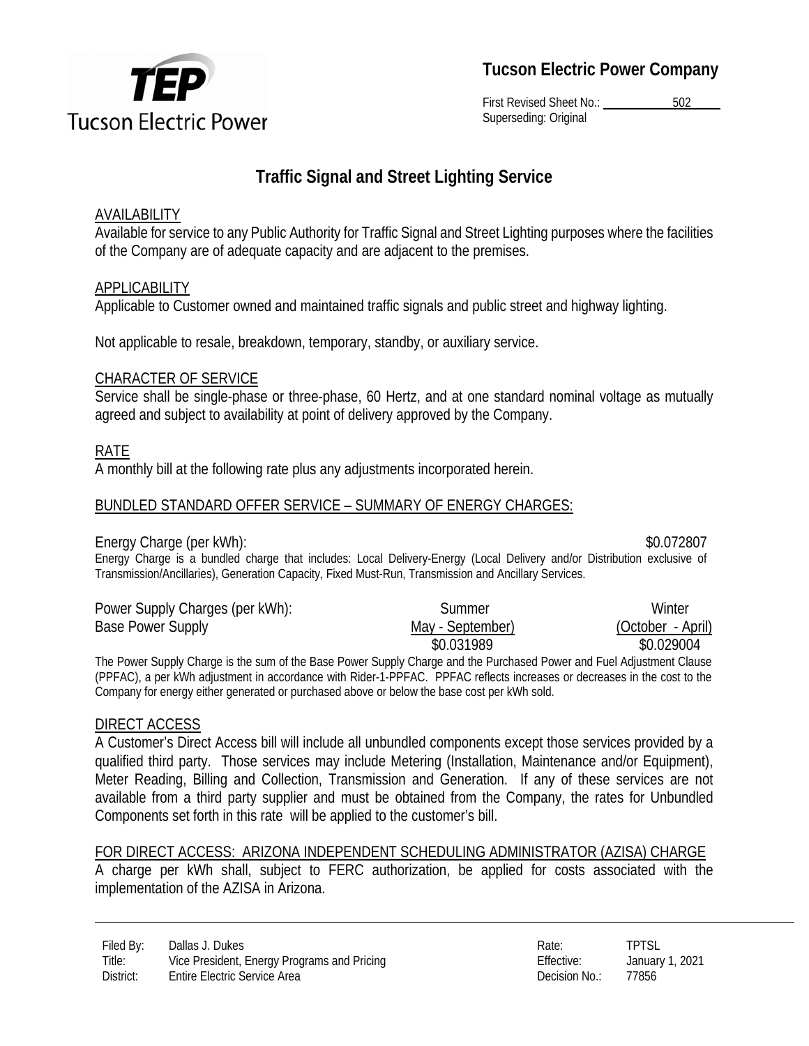**Tucson Electric Power Company**

First Revised Sheet No.: 502
Superseding: Original

# Traffic Signal and Street Lighting Service

## AVAILABILITY

Available for service to any Public Authority for Traffic Signal and Street Lighting purposes where the facilities of the Company are of adequate capacity and are adjacent to the premises.

## APPLICABILITY

Applicable to Customer owned and maintained traffic signals and public street and highway lighting.

Not applicable to resale, breakdown, temporary, standby, or auxiliary service.

## CHARACTER OF SERVICE

Service shall be single-phase or three-phase, 60 Hertz, and at one standard nominal voltage as mutually agreed and subject to availability at point of delivery approved by the Company.

## RATE

A monthly bill at the following rate plus any adjustments incorporated herein.

## BUNDLED STANDARD OFFER SERVICE – SUMMARY OF ENERGY CHARGES:

Energy Charge (per kWh): $0.072807

Energy Charge is a bundled charge that includes: Local Delivery-Energy (Local Delivery and/or Distribution exclusive of Transmission/Ancillaries), Generation Capacity, Fixed Must-Run, Transmission and Ancillary Services.

| Power Supply Charges (per kWh): | Summer | Winter |
|---|---|---|
| Base Power Supply | May - September) | (October - April) |
| | $0.031989 | $0.029004 |

The Power Supply Charge is the sum of the Base Power Supply Charge and the Purchased Power and Fuel Adjustment Clause (PPFAC), a per kWh adjustment in accordance with Rider-1-PPFAC. PPFAC reflects increases or decreases in the cost to the Company for energy either generated or purchased above or below the base cost per kWh sold.

## DIRECT ACCESS

A Customer's Direct Access bill will include all unbundled components except those services provided by a qualified third party. Those services may include Metering (Installation, Maintenance and/or Equipment), Meter Reading, Billing and Collection, Transmission and Generation. If any of these services are not available from a third party supplier and must be obtained from the Company, the rates for Unbundled Components set forth in this rate will be applied to the customer's bill.

## FOR DIRECT ACCESS: ARIZONA INDEPENDENT SCHEDULING ADMINISTRATOR (AZISA) CHARGE

A charge per kWh shall, subject to FERC authorization, be applied for costs associated with the implementation of the AZISA in Arizona.

| | | | |
|---|---|---|---|
| Filed By: | Dallas J. Dukes | Rate: | TPTSL |
| Title: | Vice President, Energy Programs and Pricing | Effective: | January 1, 2021 |
| District: | Entire Electric Service Area | Decision No.: | 77856 |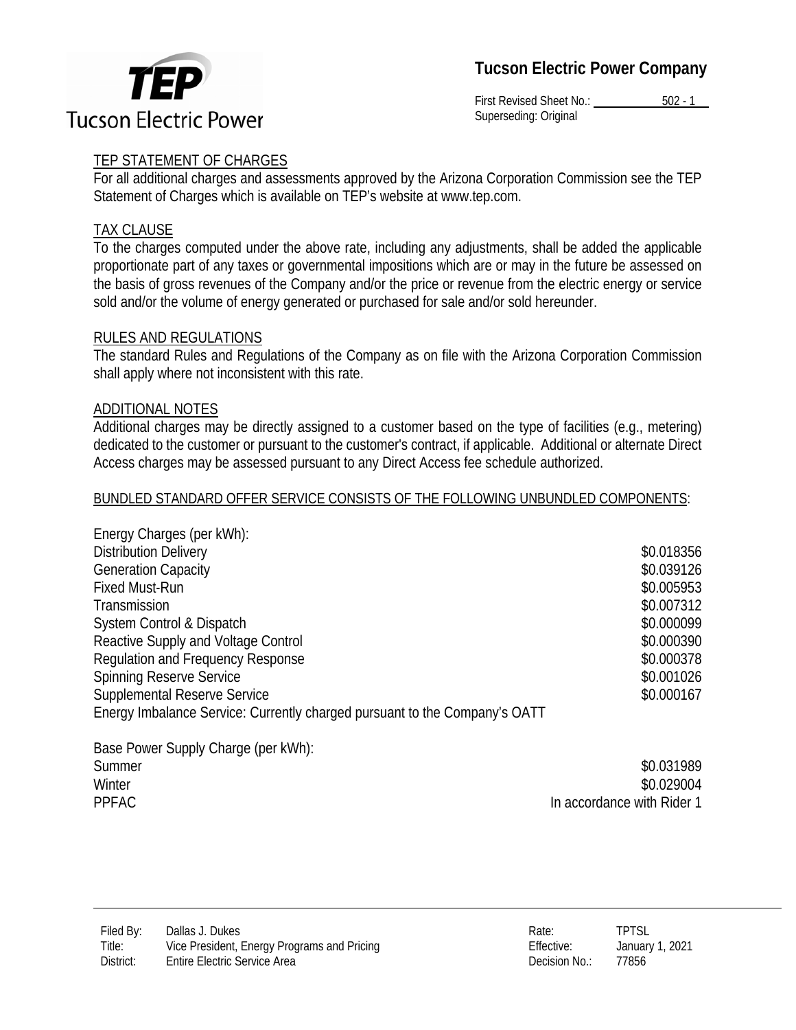TEP STATEMENT OF CHARGES

For all additional charges and assessments approved by the Arizona Corporation Commission see the TEP Statement of Charges which is available on TEP's website at www.tep.com.

TAX CLAUSE

To the charges computed under the above rate, including any adjustments, shall be added the applicable proportionate part of any taxes or governmental impositions which are or may in the future be assessed on the basis of gross revenues of the Company and/or the price or revenue from the electric energy or service sold and/or the volume of energy generated or purchased for sale and/or sold hereunder.

RULES AND REGULATIONS

The standard Rules and Regulations of the Company as on file with the Arizona Corporation Commission shall apply where not inconsistent with this rate.

ADDITIONAL NOTES

Additional charges may be directly assigned to a customer based on the type of facilities (e.g., metering) dedicated to the customer or pursuant to the customer's contract, if applicable. Additional or alternate Direct Access charges may be assessed pursuant to any Direct Access fee schedule authorized.

BUNDLED STANDARD OFFER SERVICE CONSISTS OF THE FOLLOWING UNBUNDLED COMPONENTS:

| | |
|---|---|
| Energy Charges (per kWh): | |
| Distribution Delivery | $0.018356 |
| Generation Capacity | $0.039126 |
| Fixed Must-Run | $0.005953 |
| Transmission | $0.007312 |
| System Control & Dispatch | $0.000099 |
| Reactive Supply and Voltage Control | $0.000390 |
| Regulation and Frequency Response | $0.000378 |
| Spinning Reserve Service | $0.001026 |
| Supplemental Reserve Service | $0.000167 |
| Energy Imbalance Service: Currently charged pursuant to the Company's OATT | |
| | |
| Base Power Supply Charge (per kWh): | |
| Summer | $0.031989 |
| Winter | $0.029004 |
| PPFAC | In accordance with Rider 1 |